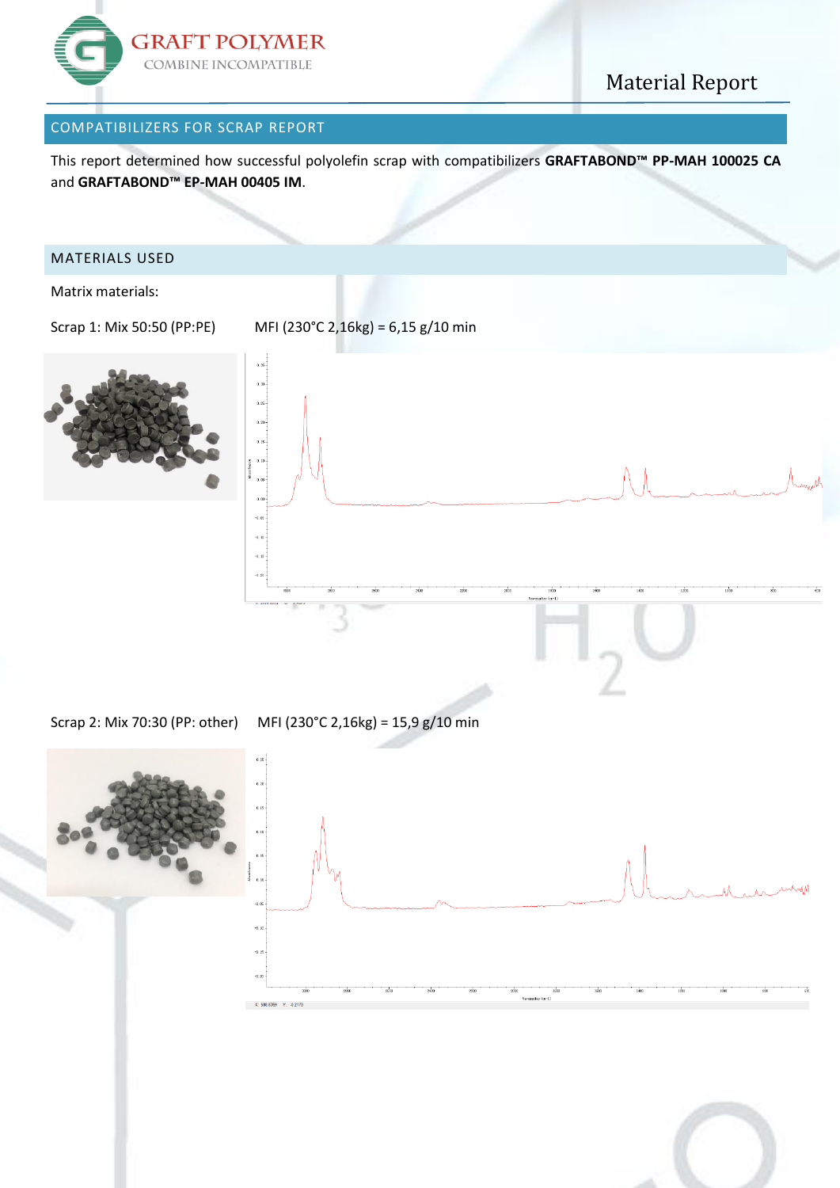# COMPATIBILIZERS FOR SCRAP REPORT

This report determined how successful polyolefin scrap with compatibilizers **GRAFTABOND™ PP-MAH 100025 CA** and **GRAFTABOND™ EP-MAH 00405 IM**.

## MATERIALS USED

Matrix materials:

Scrap 1: Mix 50:50 (PP:PE) MFI (230°C 2,16kg) = 6,15 g/10 min

Scrap 2: Mix 70:30 (PP: other) MFI (230°C 2,16kg) = 15,9 g/10 min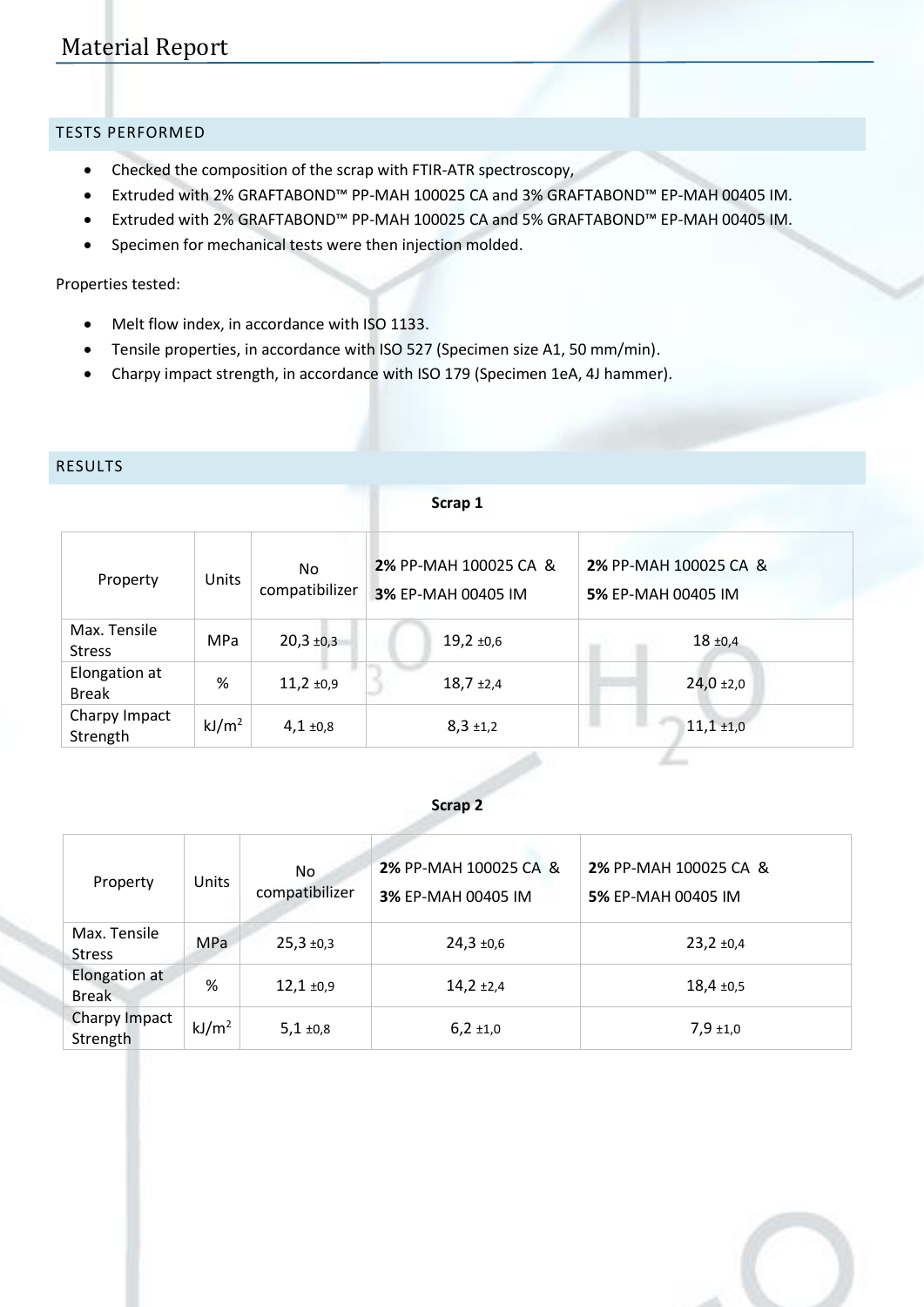# Material Report

## TESTS PERFORMED

- Checked the composition of the scrap with FTIR-ATR spectroscopy,
- Extruded with 2% GRAFTABOND™ PP-MAH 100025 CA and 3% GRAFTABOND™ EP-MAH 00405 IM.
- Extruded with 2% GRAFTABOND™ PP-MAH 100025 CA and 5% GRAFTABOND™ EP-MAH 00405 IM.
- Specimen for mechanical tests were then injection molded.

Properties tested:

- Melt flow index, in accordance with ISO 1133.
- Tensile properties, in accordance with ISO 527 (Specimen size A1, 50 mm/min).
- Charpy impact strength, in accordance with ISO 179 (Specimen 1eA, 4J hammer).

## RESULTS

**Scrap 1**

| Property | Units | No compatibilizer | **2%** PP-MAH 100025 CA & **3%** EP-MAH 00405 IM | **2%** PP-MAH 100025 CA & **5%** EP-MAH 00405 IM |
|---|---|---|---|---|
| Max. Tensile Stress | MPa | 20,3 ±0,3 | 19,2 ±0,6 | 18 ±0,4 |
| Elongation at Break | % | 11,2 ±0,9 | 18,7 ±2,4 | 24,0 ±2,0 |
| Charpy Impact Strength | $kJ/m^2$ | 4,1 ±0,8 | 8,3 ±1,2 | 11,1 ±1,0 |

**Scrap 2**

| Property | Units | No compatibilizer | **2%** PP-MAH 100025 CA & **3%** EP-MAH 00405 IM | **2%** PP-MAH 100025 CA & **5%** EP-MAH 00405 IM |
|---|---|---|---|---|
| Max. Tensile Stress | MPa | 25,3 ±0,3 | 24,3 ±0,6 | 23,2 ±0,4 |
| Elongation at Break | % | 12,1 ±0,9 | 14,2 ±2,4 | 18,4 ±0,5 |
| Charpy Impact Strength | $kJ/m^2$ | 5,1 ±0,8 | 6,2 ±1,0 | 7,9 ±1,0 |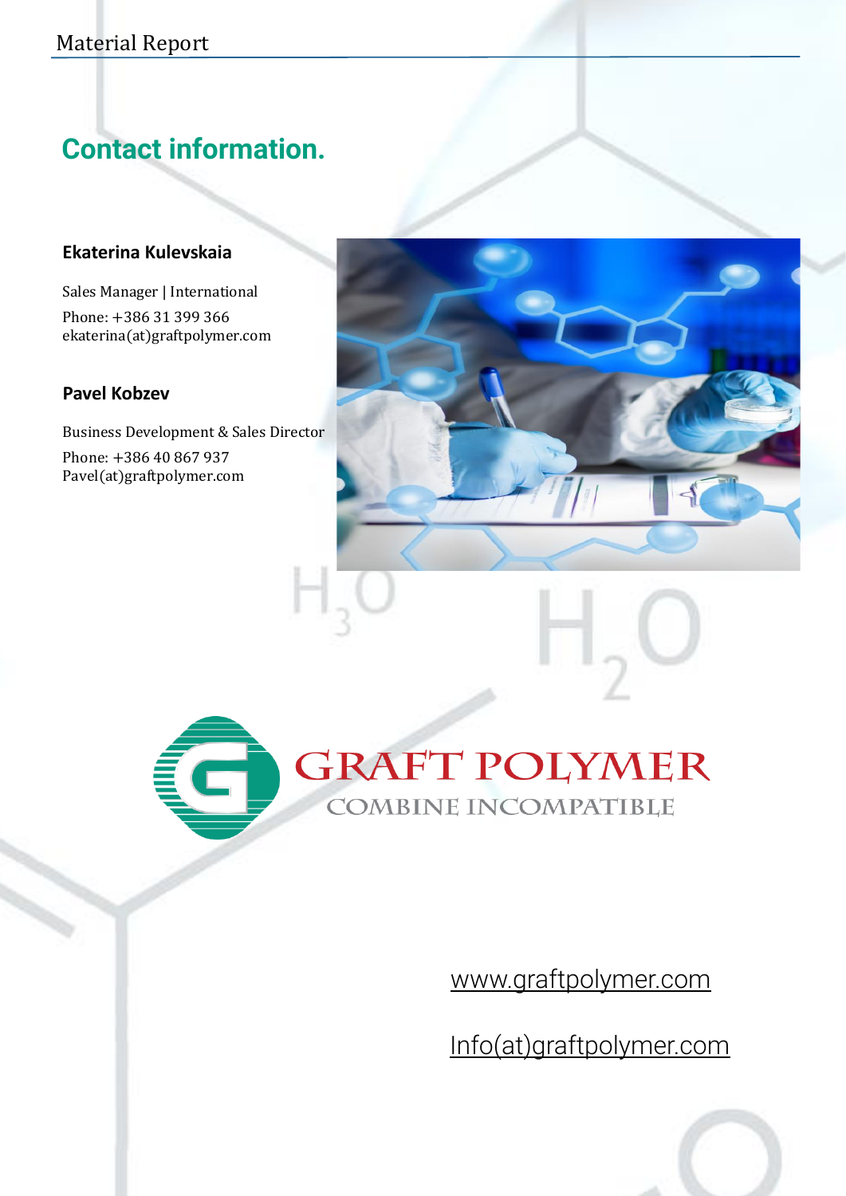## Contact information.

**Ekaterina Kulevskaia**

Sales Manager | International
Phone: +386 31 399 366
ekaterina(at)graftpolymer.com

**Pavel Kobzev**

Business Development & Sales Director
Phone: +386 40 867 937
Pavel(at)graftpolymer.com

GRAFT POLYMER
COMBINE INCOMPATIBLE

www.graftpolymer.com

Info(at)graftpolymer.com